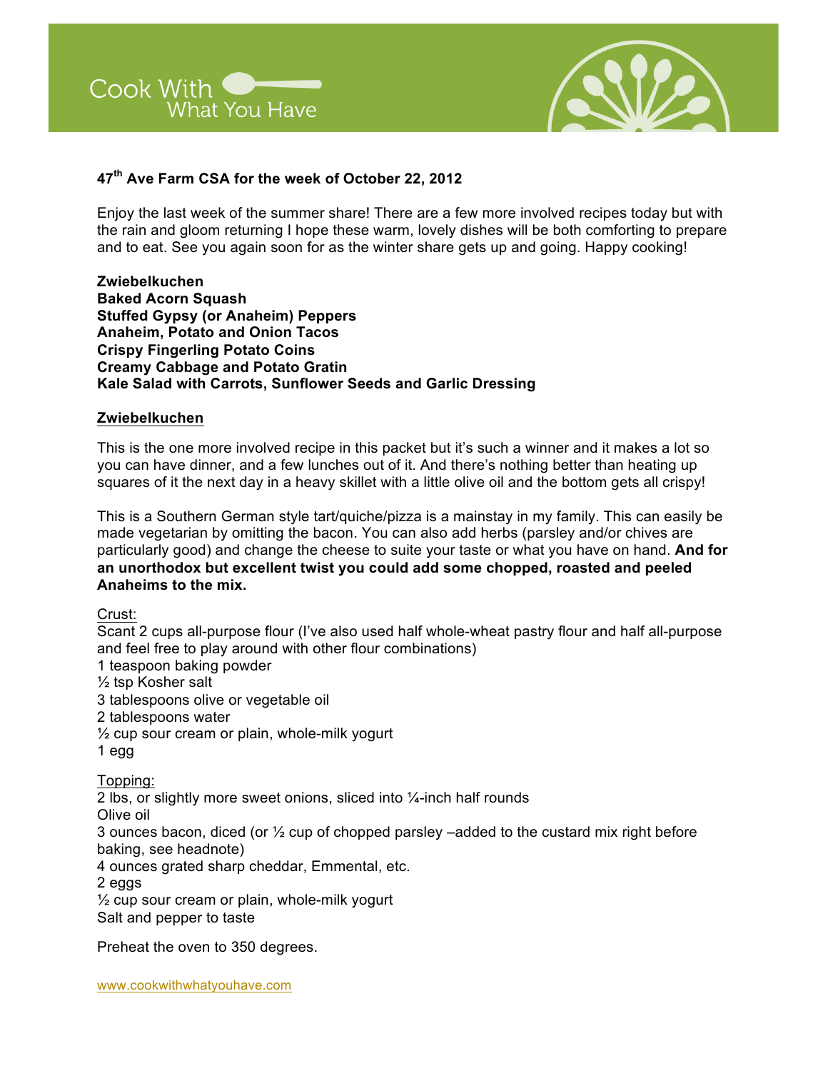Cook With What You Have

# 47th Ave Farm CSA for the week of October 22, 2012

Enjoy the last week of the summer share! There are a few more involved recipes today but with the rain and gloom returning I hope these warm, lovely dishes will be both comforting to prepare and to eat. See you again soon for as the winter share gets up and going. Happy cooking!

**Zwiebelkuchen**
**Baked Acorn Squash**
**Stuffed Gypsy (or Anaheim) Peppers**
**Anaheim, Potato and Onion Tacos**
**Crispy Fingerling Potato Coins**
**Creamy Cabbage and Potato Gratin**
**Kale Salad with Carrots, Sunflower Seeds and Garlic Dressing**

## Zwiebelkuchen

This is the one more involved recipe in this packet but it's such a winner and it makes a lot so you can have dinner, and a few lunches out of it. And there's nothing better than heating up squares of it the next day in a heavy skillet with a little olive oil and the bottom gets all crispy!

This is a Southern German style tart/quiche/pizza is a mainstay in my family. This can easily be made vegetarian by omitting the bacon. You can also add herbs (parsley and/or chives are particularly good) and change the cheese to suite your taste or what you have on hand. **And for an unorthodox but excellent twist you could add some chopped, roasted and peeled Anaheims to the mix.**

Crust:
Scant 2 cups all-purpose flour (I've also used half whole-wheat pastry flour and half all-purpose and feel free to play around with other flour combinations)
1 teaspoon baking powder
½ tsp Kosher salt
3 tablespoons olive or vegetable oil
2 tablespoons water
½ cup sour cream or plain, whole-milk yogurt
1 egg

Topping:
2 lbs, or slightly more sweet onions, sliced into ¼-inch half rounds
Olive oil
3 ounces bacon, diced (or ½ cup of chopped parsley –added to the custard mix right before baking, see headnote)
4 ounces grated sharp cheddar, Emmental, etc.
2 eggs
½ cup sour cream or plain, whole-milk yogurt
Salt and pepper to taste

Preheat the oven to 350 degrees.

www.cookwithwhatyouhave.com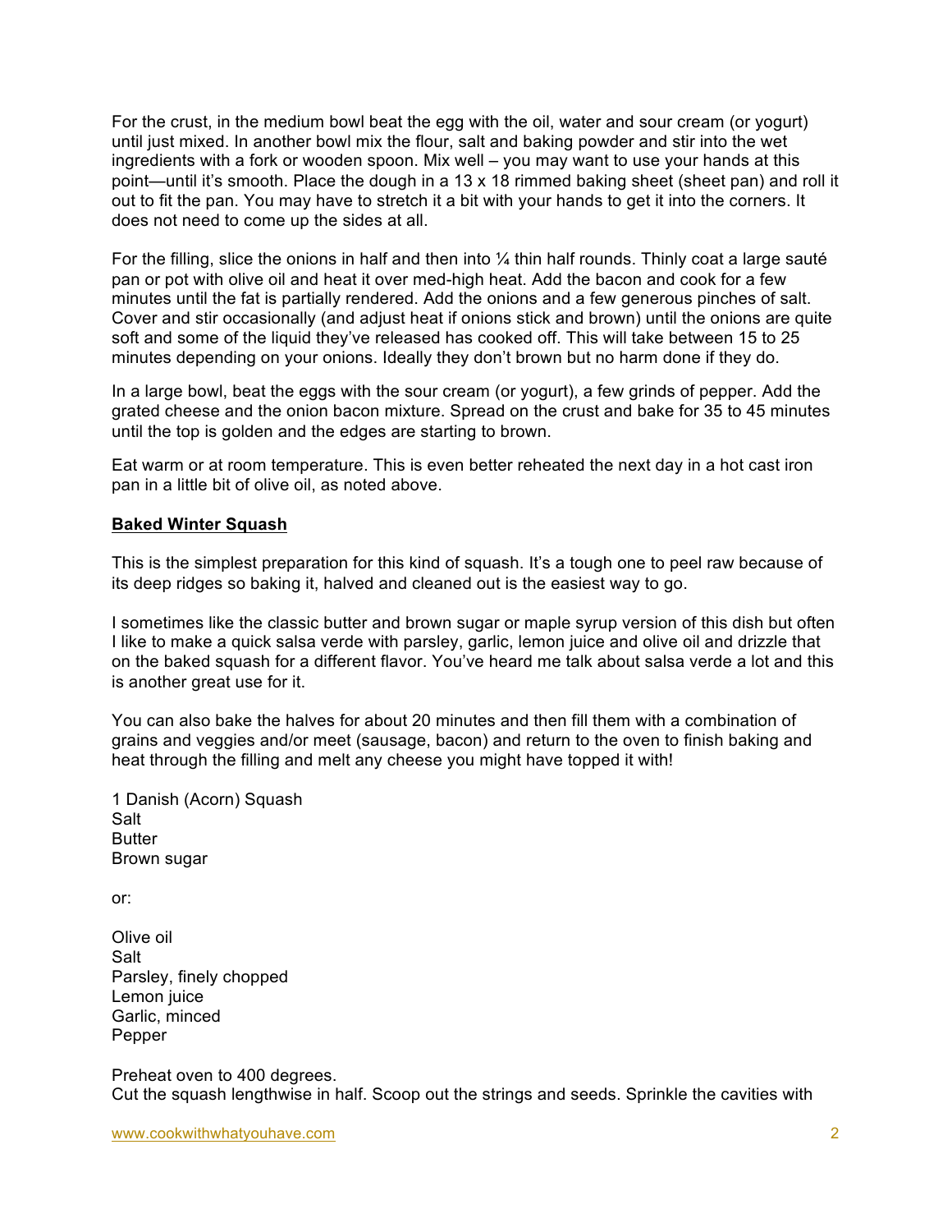For the crust, in the medium bowl beat the egg with the oil, water and sour cream (or yogurt) until just mixed. In another bowl mix the flour, salt and baking powder and stir into the wet ingredients with a fork or wooden spoon. Mix well – you may want to use your hands at this point—until it's smooth. Place the dough in a 13 x 18 rimmed baking sheet (sheet pan) and roll it out to fit the pan. You may have to stretch it a bit with your hands to get it into the corners. It does not need to come up the sides at all.

For the filling, slice the onions in half and then into ¼ thin half rounds. Thinly coat a large sauté pan or pot with olive oil and heat it over med-high heat. Add the bacon and cook for a few minutes until the fat is partially rendered. Add the onions and a few generous pinches of salt. Cover and stir occasionally (and adjust heat if onions stick and brown) until the onions are quite soft and some of the liquid they've released has cooked off. This will take between 15 to 25 minutes depending on your onions. Ideally they don't brown but no harm done if they do.

In a large bowl, beat the eggs with the sour cream (or yogurt), a few grinds of pepper. Add the grated cheese and the onion bacon mixture. Spread on the crust and bake for 35 to 45 minutes until the top is golden and the edges are starting to brown.

Eat warm or at room temperature. This is even better reheated the next day in a hot cast iron pan in a little bit of olive oil, as noted above.

## Baked Winter Squash

This is the simplest preparation for this kind of squash. It's a tough one to peel raw because of its deep ridges so baking it, halved and cleaned out is the easiest way to go.

I sometimes like the classic butter and brown sugar or maple syrup version of this dish but often I like to make a quick salsa verde with parsley, garlic, lemon juice and olive oil and drizzle that on the baked squash for a different flavor. You've heard me talk about salsa verde a lot and this is another great use for it.

You can also bake the halves for about 20 minutes and then fill them with a combination of grains and veggies and/or meet (sausage, bacon) and return to the oven to finish baking and heat through the filling and melt any cheese you might have topped it with!

1 Danish (Acorn) Squash
Salt
Butter
Brown sugar

or:

Olive oil
Salt
Parsley, finely chopped
Lemon juice
Garlic, minced
Pepper

Preheat oven to 400 degrees.
Cut the squash lengthwise in half. Scoop out the strings and seeds. Sprinkle the cavities with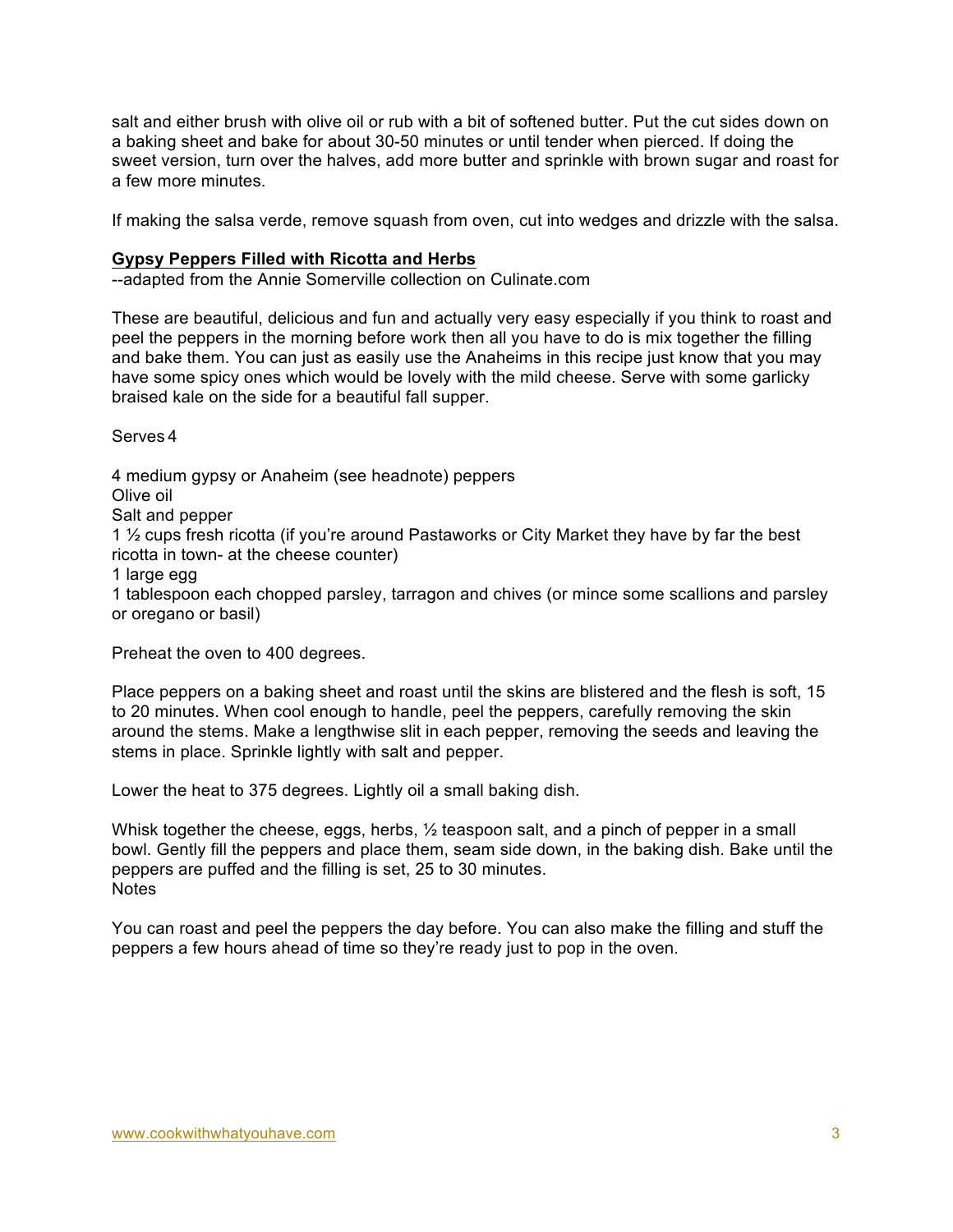salt and either brush with olive oil or rub with a bit of softened butter. Put the cut sides down on a baking sheet and bake for about 30-50 minutes or until tender when pierced. If doing the sweet version, turn over the halves, add more butter and sprinkle with brown sugar and roast for a few more minutes.

If making the salsa verde, remove squash from oven, cut into wedges and drizzle with the salsa.

## Gypsy Peppers Filled with Ricotta and Herbs

--adapted from the Annie Somerville collection on Culinate.com

These are beautiful, delicious and fun and actually very easy especially if you think to roast and peel the peppers in the morning before work then all you have to do is mix together the filling and bake them. You can just as easily use the Anaheims in this recipe just know that you may have some spicy ones which would be lovely with the mild cheese. Serve with some garlicky braised kale on the side for a beautiful fall supper.

Serves 4

4 medium gypsy or Anaheim (see headnote) peppers
Olive oil
Salt and pepper
1 ½ cups fresh ricotta (if you're around Pastaworks or City Market they have by far the best ricotta in town- at the cheese counter)
1 large egg
1 tablespoon each chopped parsley, tarragon and chives (or mince some scallions and parsley or oregano or basil)

Preheat the oven to 400 degrees.

Place peppers on a baking sheet and roast until the skins are blistered and the flesh is soft, 15 to 20 minutes. When cool enough to handle, peel the peppers, carefully removing the skin around the stems. Make a lengthwise slit in each pepper, removing the seeds and leaving the stems in place. Sprinkle lightly with salt and pepper.

Lower the heat to 375 degrees. Lightly oil a small baking dish.

Whisk together the cheese, eggs, herbs, ½ teaspoon salt, and a pinch of pepper in a small bowl. Gently fill the peppers and place them, seam side down, in the baking dish. Bake until the peppers are puffed and the filling is set, 25 to 30 minutes.

Notes

You can roast and peel the peppers the day before. You can also make the filling and stuff the peppers a few hours ahead of time so they're ready just to pop in the oven.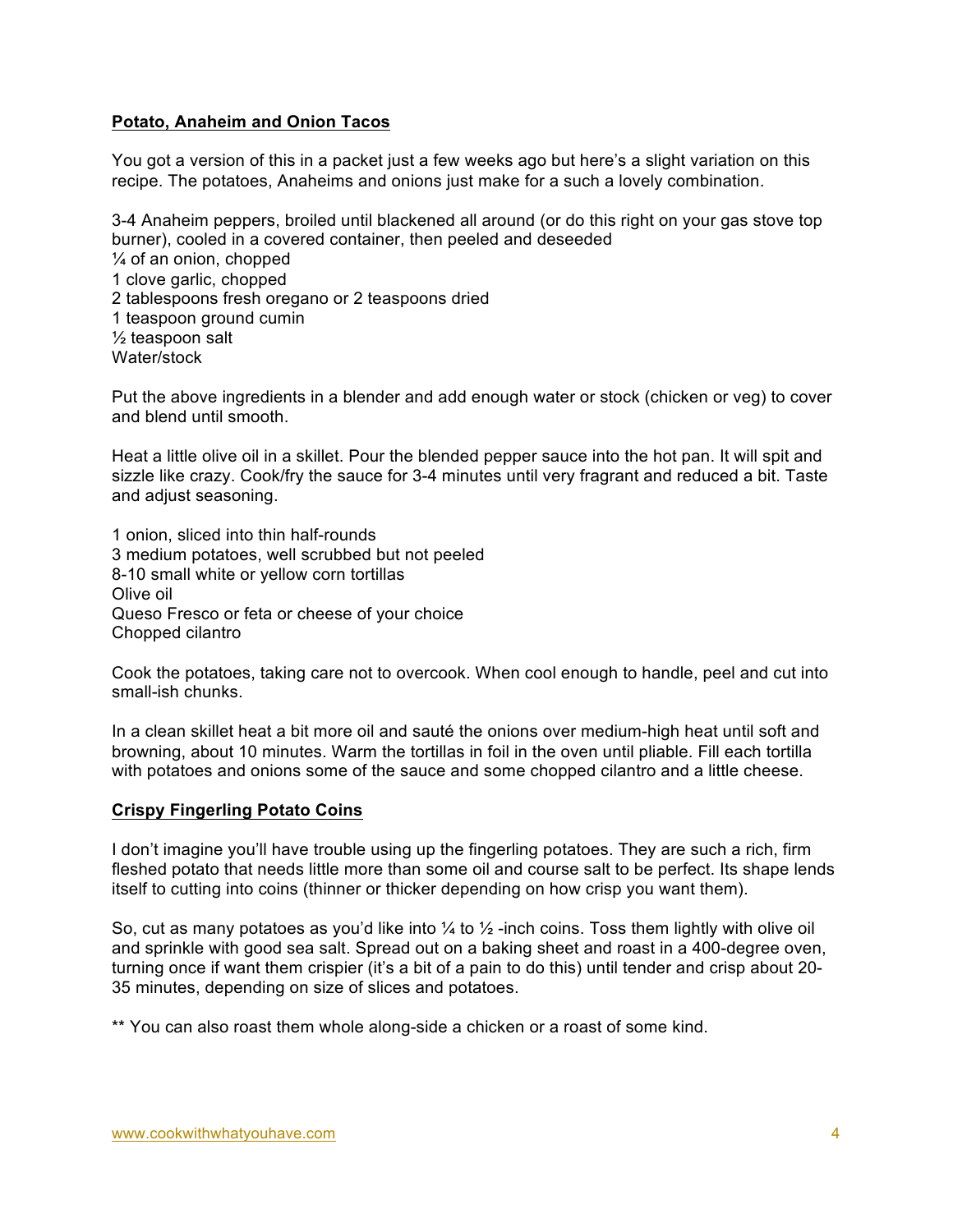## Potato, Anaheim and Onion Tacos

You got a version of this in a packet just a few weeks ago but here's a slight variation on this recipe. The potatoes, Anaheims and onions just make for a such a lovely combination.

3-4 Anaheim peppers, broiled until blackened all around (or do this right on your gas stove top burner), cooled in a covered container, then peeled and deseeded
¼ of an onion, chopped
1 clove garlic, chopped
2 tablespoons fresh oregano or 2 teaspoons dried
1 teaspoon ground cumin
½ teaspoon salt
Water/stock

Put the above ingredients in a blender and add enough water or stock (chicken or veg) to cover and blend until smooth.

Heat a little olive oil in a skillet. Pour the blended pepper sauce into the hot pan. It will spit and sizzle like crazy. Cook/fry the sauce for 3-4 minutes until very fragrant and reduced a bit. Taste and adjust seasoning.

1 onion, sliced into thin half-rounds
3 medium potatoes, well scrubbed but not peeled
8-10 small white or yellow corn tortillas
Olive oil
Queso Fresco or feta or cheese of your choice
Chopped cilantro

Cook the potatoes, taking care not to overcook. When cool enough to handle, peel and cut into small-ish chunks.

In a clean skillet heat a bit more oil and sauté the onions over medium-high heat until soft and browning, about 10 minutes. Warm the tortillas in foil in the oven until pliable. Fill each tortilla with potatoes and onions some of the sauce and some chopped cilantro and a little cheese.

## Crispy Fingerling Potato Coins

I don't imagine you'll have trouble using up the fingerling potatoes. They are such a rich, firm fleshed potato that needs little more than some oil and course salt to be perfect. Its shape lends itself to cutting into coins (thinner or thicker depending on how crisp you want them).

So, cut as many potatoes as you'd like into ¼ to ½ -inch coins. Toss them lightly with olive oil and sprinkle with good sea salt. Spread out on a baking sheet and roast in a 400-degree oven, turning once if want them crispier (it's a bit of a pain to do this) until tender and crisp about 20-35 minutes, depending on size of slices and potatoes.

** You can also roast them whole along-side a chicken or a roast of some kind.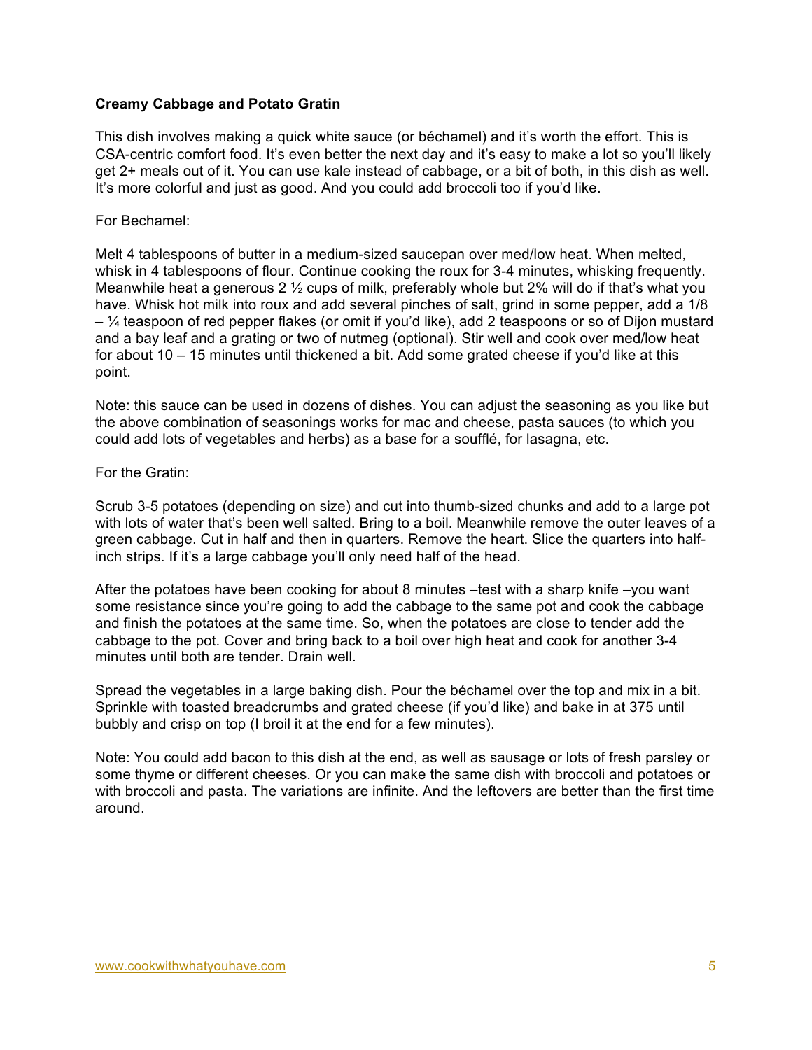**Creamy Cabbage and Potato Gratin**

This dish involves making a quick white sauce (or béchamel) and it's worth the effort. This is CSA-centric comfort food. It's even better the next day and it's easy to make a lot so you'll likely get 2+ meals out of it. You can use kale instead of cabbage, or a bit of both, in this dish as well. It's more colorful and just as good. And you could add broccoli too if you'd like.

For Bechamel:

Melt 4 tablespoons of butter in a medium-sized saucepan over med/low heat. When melted, whisk in 4 tablespoons of flour. Continue cooking the roux for 3-4 minutes, whisking frequently. Meanwhile heat a generous 2 ½ cups of milk, preferably whole but 2% will do if that's what you have. Whisk hot milk into roux and add several pinches of salt, grind in some pepper, add a 1/8 – ¼ teaspoon of red pepper flakes (or omit if you'd like), add 2 teaspoons or so of Dijon mustard and a bay leaf and a grating or two of nutmeg (optional). Stir well and cook over med/low heat for about 10 – 15 minutes until thickened a bit. Add some grated cheese if you'd like at this point.

Note: this sauce can be used in dozens of dishes. You can adjust the seasoning as you like but the above combination of seasonings works for mac and cheese, pasta sauces (to which you could add lots of vegetables and herbs) as a base for a soufflé, for lasagna, etc.

For the Gratin:

Scrub 3-5 potatoes (depending on size) and cut into thumb-sized chunks and add to a large pot with lots of water that's been well salted. Bring to a boil. Meanwhile remove the outer leaves of a green cabbage. Cut in half and then in quarters. Remove the heart. Slice the quarters into half-inch strips. If it's a large cabbage you'll only need half of the head.

After the potatoes have been cooking for about 8 minutes –test with a sharp knife –you want some resistance since you're going to add the cabbage to the same pot and cook the cabbage and finish the potatoes at the same time. So, when the potatoes are close to tender add the cabbage to the pot. Cover and bring back to a boil over high heat and cook for another 3-4 minutes until both are tender. Drain well.

Spread the vegetables in a large baking dish. Pour the béchamel over the top and mix in a bit. Sprinkle with toasted breadcrumbs and grated cheese (if you'd like) and bake in at 375 until bubbly and crisp on top (I broil it at the end for a few minutes).

Note: You could add bacon to this dish at the end, as well as sausage or lots of fresh parsley or some thyme or different cheeses. Or you can make the same dish with broccoli and potatoes or with broccoli and pasta. The variations are infinite. And the leftovers are better than the first time around.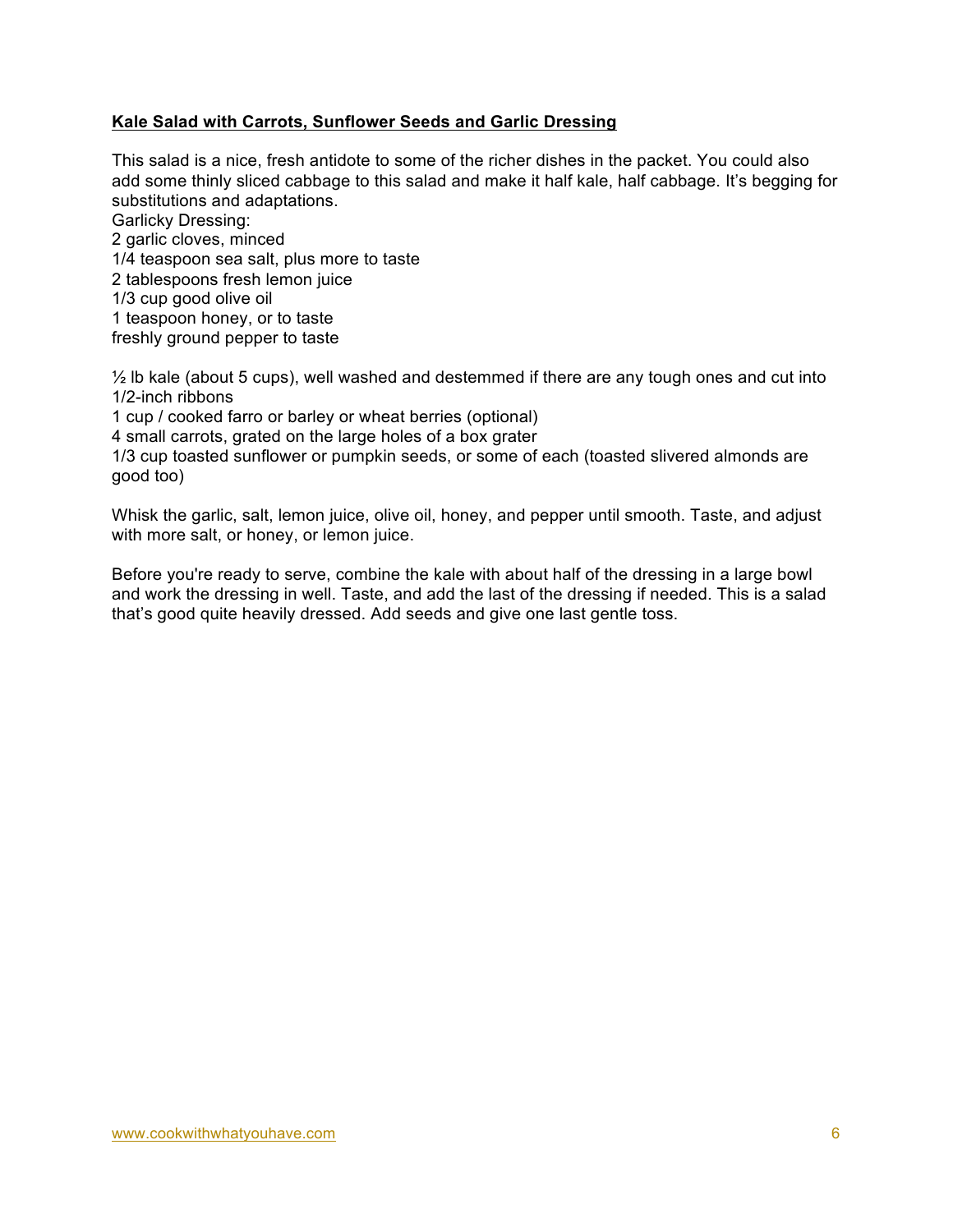## Kale Salad with Carrots, Sunflower Seeds and Garlic Dressing

This salad is a nice, fresh antidote to some of the richer dishes in the packet. You could also add some thinly sliced cabbage to this salad and make it half kale, half cabbage. It's begging for substitutions and adaptations.

Garlicky Dressing:
2 garlic cloves, minced
1/4 teaspoon sea salt, plus more to taste
2 tablespoons fresh lemon juice
1/3 cup good olive oil
1 teaspoon honey, or to taste
freshly ground pepper to taste

½ lb kale (about 5 cups), well washed and destemmed if there are any tough ones and cut into 1/2-inch ribbons
1 cup / cooked farro or barley or wheat berries (optional)
4 small carrots, grated on the large holes of a box grater
1/3 cup toasted sunflower or pumpkin seeds, or some of each (toasted slivered almonds are good too)

Whisk the garlic, salt, lemon juice, olive oil, honey, and pepper until smooth. Taste, and adjust with more salt, or honey, or lemon juice.

Before you're ready to serve, combine the kale with about half of the dressing in a large bowl and work the dressing in well. Taste, and add the last of the dressing if needed. This is a salad that's good quite heavily dressed. Add seeds and give one last gentle toss.